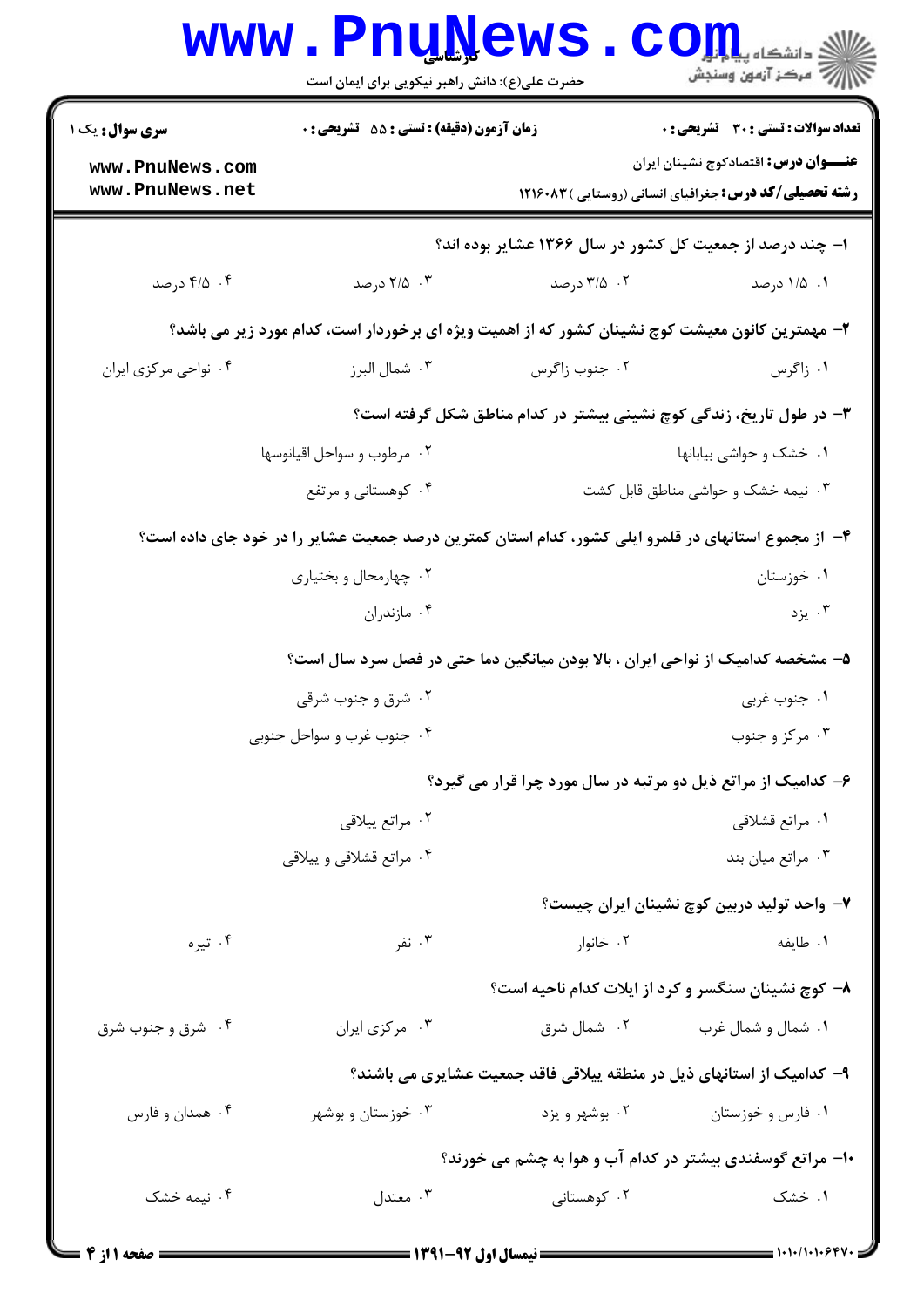**سری سوال:** یک ۱

**زمان آزمون (دقیقه) : تستی : ۵۵ تشریحی : ۰**

**تعداد سوالات : تستی : ۳۰ تشریحی : ۰**

**عنـــوان درس:** اقتصادکوچ نشینان ایران

**رشته تحصیلی/کد درس:** جغرافیای انسانی (روستایی )۱۲۱۶۰۸۳

۱- چند درصد از جمعیت کل کشور در سال ۱۳۶۶ عشایر بوده اند؟

۱. ۱/۵ درصد
۲. ۳/۵ درصد
۳. ۲/۵ درصد
۴. ۴/۵ درصد

۲- مهمترین کانون معیشت کوچ نشینان کشور که از اهمیت ویژه ای برخوردار است، کدام مورد زیر می باشد؟

۱. زاگرس
۲. جنوب زاگرس
۳. شمال البرز
۴. نواحی مرکزی ایران

۳- در طول تاریخ، زندگی کوچ نشینی بیشتر در کدام مناطق شکل گرفته است؟

۱. خشک و حواشی بیابانها
۲. مرطوب و سواحل اقیانوسها
۳. نیمه خشک و حواشی مناطق قابل کشت
۴. کوهستانی و مرتفع

۴- از مجموع استانهای در قلمرو ایلی کشور، کدام استان کمترین درصد جمعیت عشایر را در خود جای داده است؟

۱. خوزستان
۲. چهارمحال و بختیاری
۳. یزد
۴. مازندران

۵- مشخصه کدامیک از نواحی ایران ، بالا بودن میانگین دما حتی در فصل سرد سال است؟

۱. جنوب غربی
۲. شرق و جنوب شرقی
۳. مرکز و جنوب
۴. جنوب غرب و سواحل جنوبی

۶- کدامیک از مراتع ذیل دو مرتبه در سال مورد چرا قرار می گیرد؟

۱. مراتع قشلاقی
۲. مراتع ییلاقی
۳. مراتع میان بند
۴. مراتع قشلاقی و ییلاقی

۷- واحد تولید دربین کوچ نشینان ایران چیست؟

۱. طایفه
۲. خانوار
۳. نفر
۴. تیره

۸- کوچ نشینان سنگسر و کرد از ایلات کدام ناحیه است؟

۱. شمال و شمال غرب
۲. شمال شرق
۳. مرکزی ایران
۴. شرق و جنوب شرق

۹- کدامیک از استانهای ذیل در منطقه ییلاقی فاقد جمعیت عشایری می باشند؟

۱. فارس و خوزستان
۲. بوشهر و یزد
۳. خوزستان و بوشهر
۴. همدان و فارس

۱۰- مراتع گوسفندی بیشتر در کدام آب و هوا به چشم می خورند؟

۱. خشک
۲. کوهستانی
۳. معتدل
۴. نیمه خشک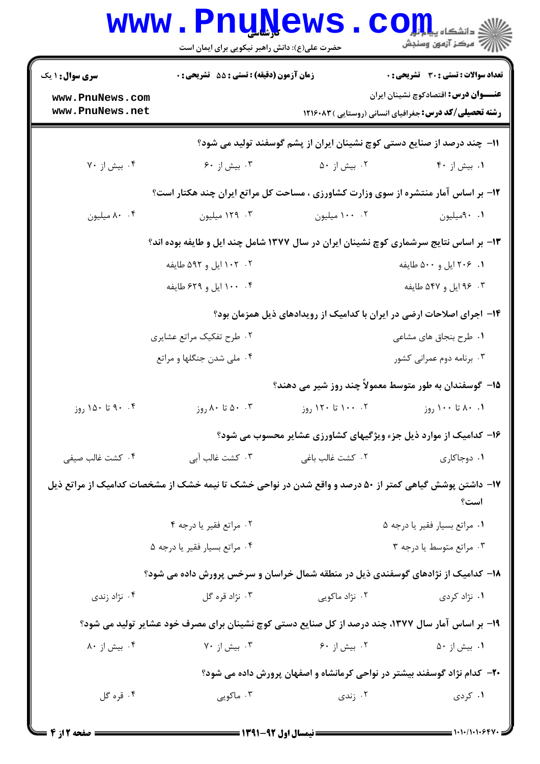**سری سوال:** ۱ یک | **زمان آزمون (دقیقه) : تستی :** ۵۵ **تشریحی :** ۰ | **تعداد سوالات : تستی :** ۳۰ **تشریحی :** ۰

**عنوان درس:** اقتصادکوچ نشینان ایران

**رشته تحصیلی/کد درس:** جغرافیای انسانی (روستایی )۱۲۱۶۰۸۳

۱۱- چند درصد از صنایع دستی کوچ نشینان ایران از پشم گوسفند تولید می شود؟

۱. بیش از ۴۰ 	۲. بیش از ۵۰ 	۳. بیش از ۶۰ 	۴. بیش از ۷۰

۱۲- بر اساس آمار منتشره از سوی وزارت کشاورزی ، مساحت کل مراتع ایران چند هکتار است؟

۱. ۹۰میلیون 	۲. ۱۰۰ میلیون 	۳. ۱۲۹ میلیون 	۴. ۸۰ میلیون

۱۳- بر اساس نتایج سرشماری کوچ نشینان ایران در سال ۱۳۷۷ شامل چند ایل و طایفه بوده اند؟

۱. ۲۰۶ ایل و ۵۰۰ طایفه 	۲. ۱۰۲ ایل و ۵۹۲ طایفه

۳. ۹۶ ایل و ۵۴۷ طایفه 	۴. ۱۰۰ ایل و ۶۲۹ طایفه

۱۴- اجرای اصلاحات ارضی در ایران با کدامیک از رویدادهای ذیل همزمان بود؟

۱. طرح بنجاق های مشاعی 	۲. طرح تفکیک مراتع عشایری

۳. برنامه دوم عمرانی کشور 	۴. ملی شدن جنگلها و مراتع

۱۵- گوسفندان به طور متوسط معمولاً چند روز شیر می دهند؟

۱. ۸۰ تا ۱۰۰ روز 	۲. ۱۰۰ تا ۱۲۰ روز 	۳. ۵۰ تا ۸۰ روز 	۴. ۹۰ تا ۱۵۰ روز

۱۶- کدامیک از موارد ذیل جزء ویژگیهای کشاورزی عشایر محسوب می شود؟

۱. دوجاکاری 	۲. کشت غالب باغی 	۳. کشت غالب آبی 	۴. کشت غالب صیفی

۱۷- داشتن پوشش گیاهی کمتر از ۵۰ درصد و واقع شدن در نواحی خشک تا نیمه خشک از مشخصات کدامیک از مراتع ذیل است؟

۱. مراتع بسیار فقیر یا درجه ۵ 	۲. مراتع فقیر یا درجه ۴

۳. مراتع متوسط یا درجه ۳ 	۴. مراتع بسیار فقیر یا درجه ۵

۱۸- کدامیک از نژادهای گوسفندی ذیل در منطقه شمال خراسان و سرخس پرورش داده می شود؟

۱. نژاد کردی 	۲. نژاد ماکویی 	۳. نژاد قره گل 	۴. نژاد زندی

۱۹- بر اساس آمار سال ۱۳۷۷، چند درصد از کل صنایع دستی کوچ نشینان برای مصرف خود عشایر تولید می شود؟

۱. بیش از ۵۰ 	۲. بیش از ۶۰ 	۳. بیش از ۷۰ 	۴. بیش از ۸۰

۲۰- کدام نژاد گوسفند بیشتر در نواحی کرمانشاه و اصفهان پرورش داده می شود؟

۱. کردی 	۲. زندی 	۳. ماکویی 	۴. قره گل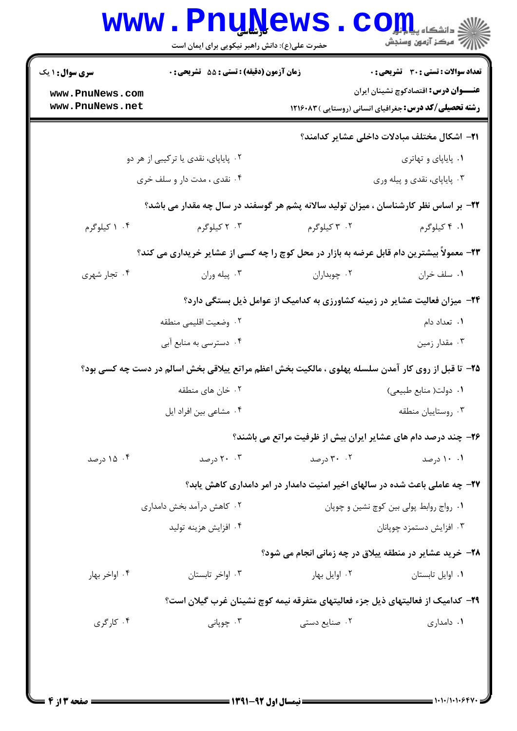**سری سوال:** ۱ یک | **زمان آزمون (دقیقه) : تستی : ۵۵ تشریحی : ۰** | **تعداد سوالات : تستی : ۳۰ تشریحی : ۰**

**عنـــوان درس:** اقتصادکوچ نشینان ایران

**رشته تحصیلی/کد درس:** جغرافیای انسانی (روستایی )۱۲۱۶۰۸۳

۲۱- اشکال مختلف مبادلات داخلی عشایر کدامند؟

۱. پایاپای و تهاتری
۲. پایاپای، نقدی یا ترکیبی از هر دو
۳. پایاپای، نقدی و پیله وری
۴. نقدی ، مدت دار و سلف خری

۲۲- بر اساس نظر کارشناسان ، میزان تولید سالانه پشم هر گوسفند در سال چه مقدار می باشد؟

۱. ۴ کیلوگرم
۲. ۳ کیلوگرم
۳. ۲ کیلوگرم
۴. ۱ کیلوگرم

۲۳- معمولاً بیشترین دام قابل عرضه به بازار در محل کوچ را چه کسی از عشایر خریداری می کند؟

۱. سلف خران
۲. چوبداران
۳. پیله وران
۴. تجار شهری

۲۴- میزان فعالیت عشایر در زمینه کشاورزی به کدامیک از عوامل ذیل بستگی دارد؟

۱. تعداد دام
۲. وضعیت اقلیمی منطقه
۳. مقدار زمین
۴. دسترسی به منابع آبی

۲۵- تا قبل از روی کار آمدن سلسله پهلوی ، مالکیت بخش اعظم مراتع ییلاقی بخش اسالم در دست چه کسی بود؟

۱. دولت( منابع طبیعی)
۲. خان های منطقه
۳. روستاییان منطقه
۴. مشاعی بین افراد ایل

۲۶- چند درصد دام های عشایر ایران بیش از ظرفیت مراتع می باشند؟

۱. ۱۰ درصد
۲. ۳۰ درصد
۳. ۲۰ درصد
۴. ۱۵ درصد

۲۷- چه عاملی باعث شده در سالهای اخیر امنیت دامدار در امر دامداری کاهش یابد؟

۱. رواج روابط پولی بین کوچ نشین و چوپان
۲. کاهش درآمد بخش دامداری
۳. افزایش دستمزد چوپانان
۴. افزایش هزینه تولید

۲۸- خرید عشایر در منطقه ییلاق در چه زمانی انجام می شود؟

۱. اوایل تابستان
۲. اوایل بهار
۳. اواخر تابستان
۴. اواخر بهار

۲۹- کدامیک از فعالیتهای ذیل جزء فعالیتهای متفرقه نیمه کوچ نشینان غرب گیلان است؟

۱. دامداری
۲. صنایع دستی
۳. چوپانی
۴. کارگری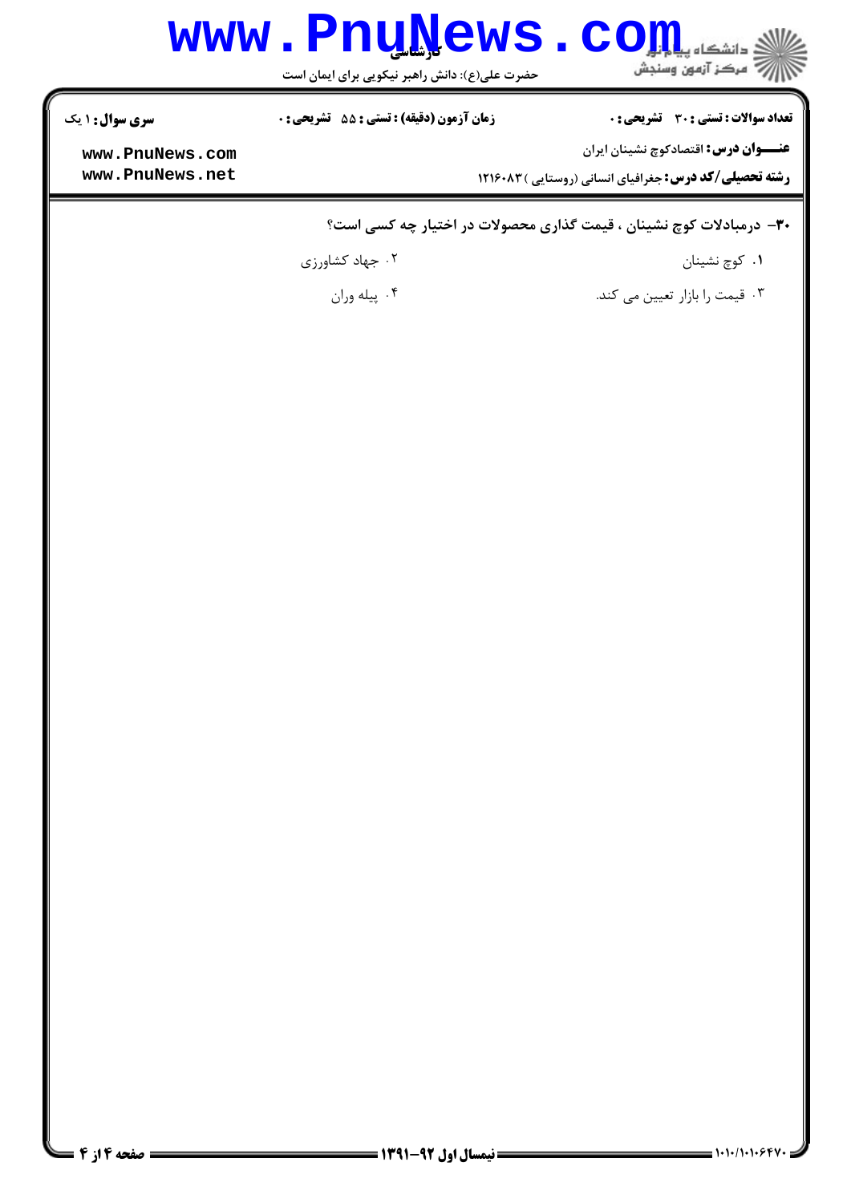**۳۰- درمبادلات کوچ نشینان ، قیمت گذاری محصولات در اختیار چه کسی است؟**

۱. کوچ نشینان

۲. جهاد کشاورزی

۳. قیمت را بازار تعیین می کند.

۴. پیله وران